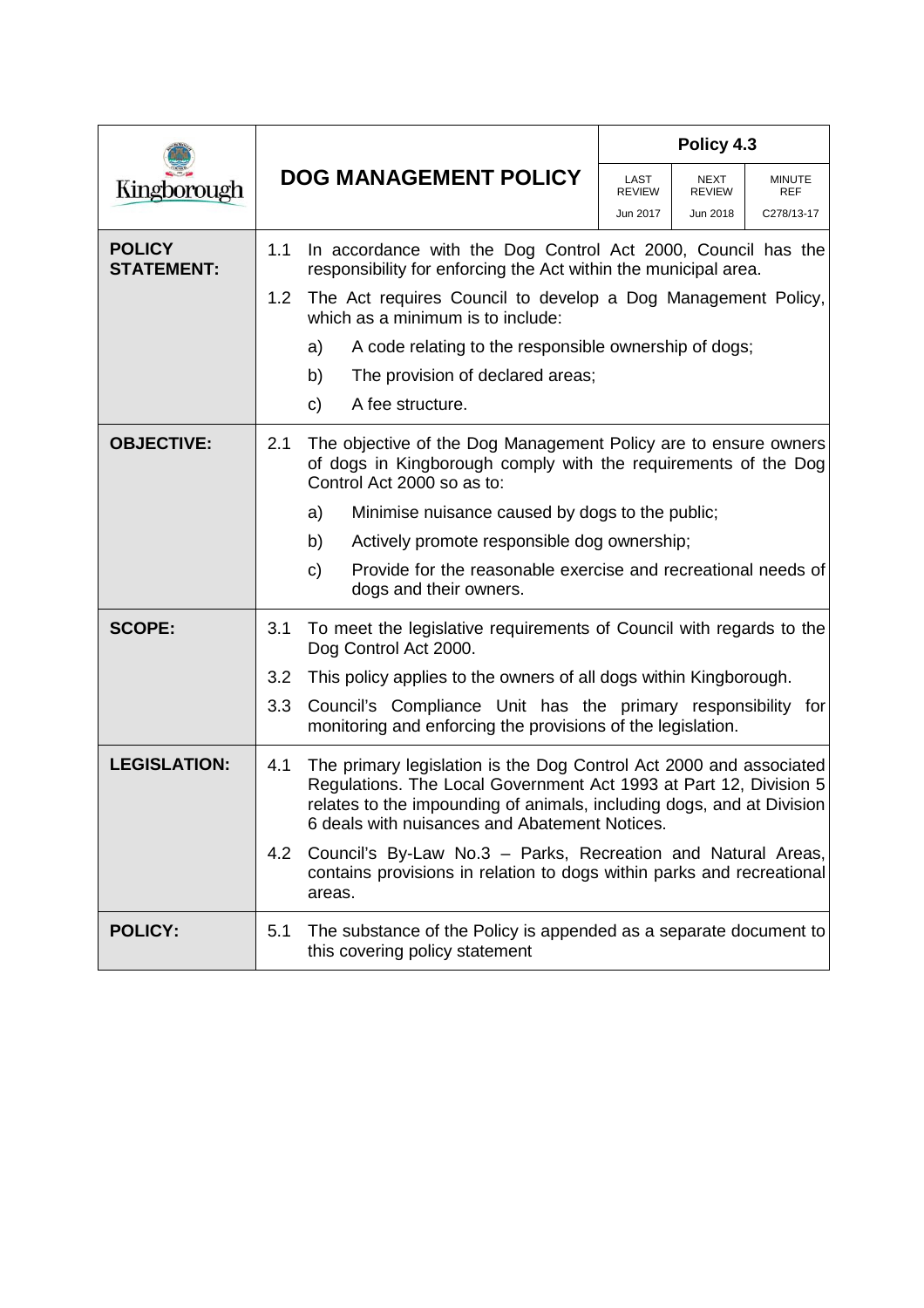| Kingborough | DOG MANAGEMENT POLICY | Policy 4.3 | | |
|---|---|---|---|---|
| | | LAST REVIEW | NEXT REVIEW | MINUTE REF |
| | | Jun 2017 | Jun 2018 | C278/13-17 |

| | |
|---|---|
| **POLICY STATEMENT:** | 1.1 In accordance with the Dog Control Act 2000, Council has the responsibility for enforcing the Act within the municipal area.<br>1.2 The Act requires Council to develop a Dog Management Policy, which as a minimum is to include:<br>a) A code relating to the responsible ownership of dogs;<br>b) The provision of declared areas;<br>c) A fee structure. |
| **OBJECTIVE:** | 2.1 The objective of the Dog Management Policy are to ensure owners of dogs in Kingborough comply with the requirements of the Dog Control Act 2000 so as to:<br>a) Minimise nuisance caused by dogs to the public;<br>b) Actively promote responsible dog ownership;<br>c) Provide for the reasonable exercise and recreational needs of dogs and their owners. |
| **SCOPE:** | 3.1 To meet the legislative requirements of Council with regards to the Dog Control Act 2000.<br>3.2 This policy applies to the owners of all dogs within Kingborough.<br>3.3 Council's Compliance Unit has the primary responsibility for monitoring and enforcing the provisions of the legislation. |
| **LEGISLATION:** | 4.1 The primary legislation is the Dog Control Act 2000 and associated Regulations. The Local Government Act 1993 at Part 12, Division 5 relates to the impounding of animals, including dogs, and at Division 6 deals with nuisances and Abatement Notices.<br>4.2 Council's By-Law No.3 – Parks, Recreation and Natural Areas, contains provisions in relation to dogs within parks and recreational areas. |
| **POLICY:** | 5.1 The substance of the Policy is appended as a separate document to this covering policy statement |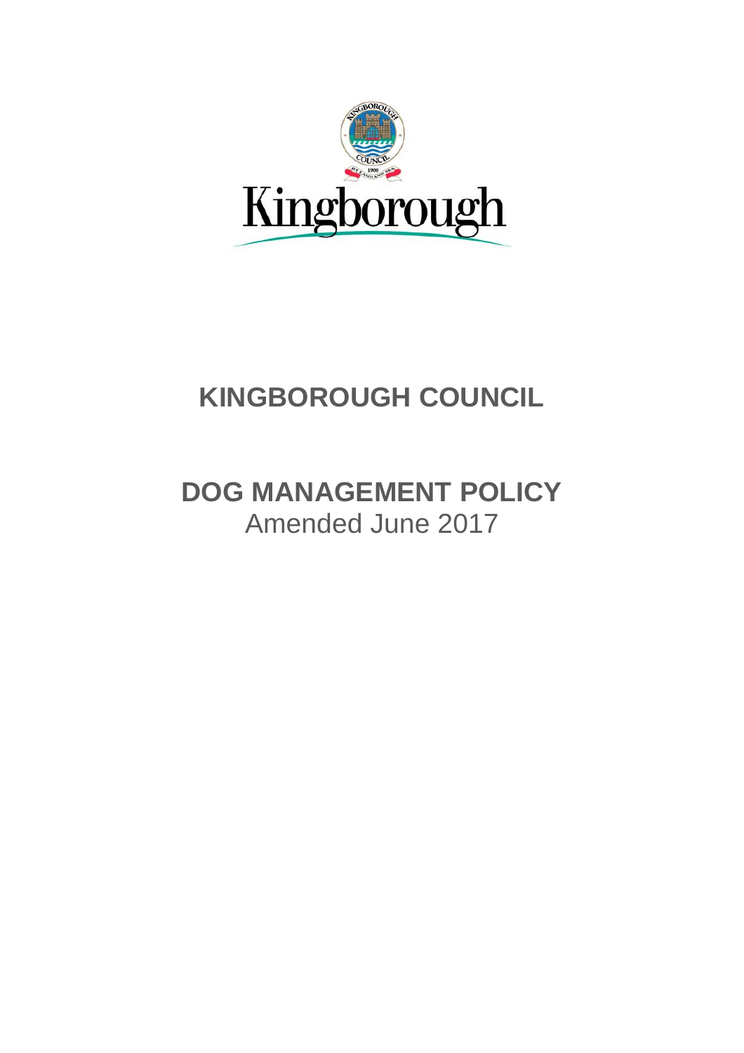# KINGBOROUGH COUNCIL

## DOG MANAGEMENT POLICY

Amended June 2017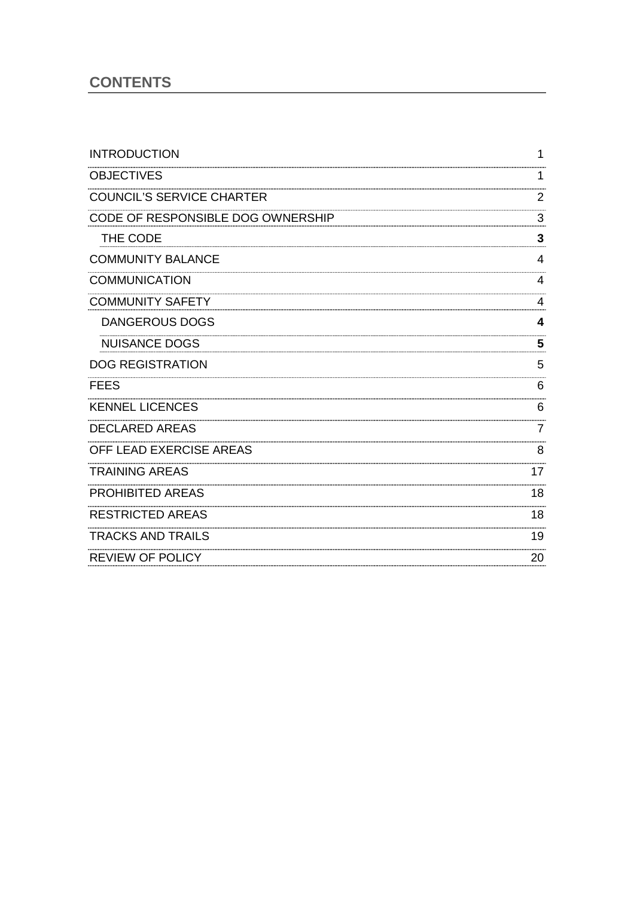## CONTENTS

| | |
|---|---|
| INTRODUCTION | 1 |
| OBJECTIVES | 1 |
| COUNCIL'S SERVICE CHARTER | 2 |
| CODE OF RESPONSIBLE DOG OWNERSHIP | 3 |
| THE CODE | **3** |
| COMMUNITY BALANCE | 4 |
| COMMUNICATION | 4 |
| COMMUNITY SAFETY | 4 |
| DANGEROUS DOGS | **4** |
| NUISANCE DOGS | **5** |
| DOG REGISTRATION | 5 |
| FEES | 6 |
| KENNEL LICENCES | 6 |
| DECLARED AREAS | 7 |
| OFF LEAD EXERCISE AREAS | 8 |
| TRAINING AREAS | 17 |
| PROHIBITED AREAS | 18 |
| RESTRICTED AREAS | 18 |
| TRACKS AND TRAILS | 19 |
| REVIEW OF POLICY | 20 |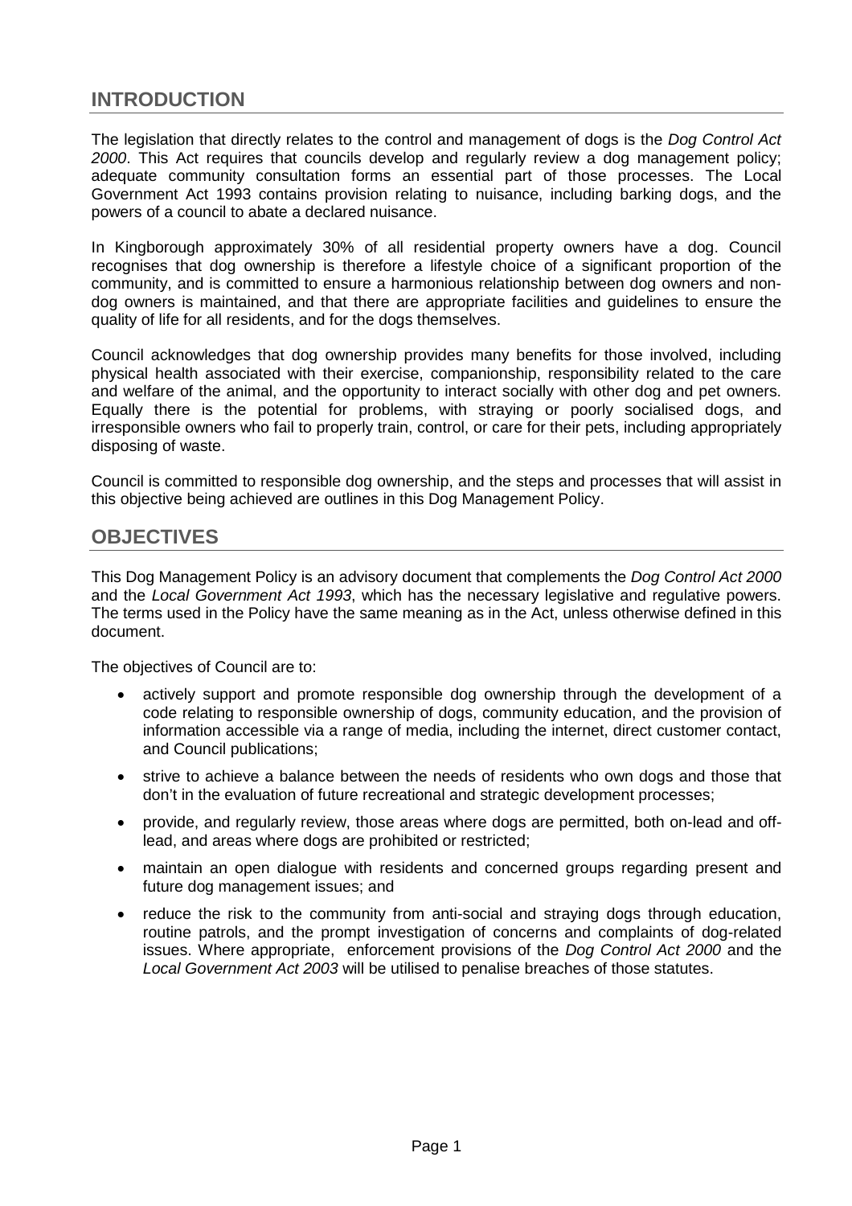## INTRODUCTION

The legislation that directly relates to the control and management of dogs is the *Dog Control Act 2000*. This Act requires that councils develop and regularly review a dog management policy; adequate community consultation forms an essential part of those processes. The Local Government Act 1993 contains provision relating to nuisance, including barking dogs, and the powers of a council to abate a declared nuisance.

In Kingborough approximately 30% of all residential property owners have a dog. Council recognises that dog ownership is therefore a lifestyle choice of a significant proportion of the community, and is committed to ensure a harmonious relationship between dog owners and non-dog owners is maintained, and that there are appropriate facilities and guidelines to ensure the quality of life for all residents, and for the dogs themselves.

Council acknowledges that dog ownership provides many benefits for those involved, including physical health associated with their exercise, companionship, responsibility related to the care and welfare of the animal, and the opportunity to interact socially with other dog and pet owners. Equally there is the potential for problems, with straying or poorly socialised dogs, and irresponsible owners who fail to properly train, control, or care for their pets, including appropriately disposing of waste.

Council is committed to responsible dog ownership, and the steps and processes that will assist in this objective being achieved are outlines in this Dog Management Policy.

## OBJECTIVES

This Dog Management Policy is an advisory document that complements the *Dog Control Act 2000* and the *Local Government Act 1993*, which has the necessary legislative and regulative powers. The terms used in the Policy have the same meaning as in the Act, unless otherwise defined in this document.

The objectives of Council are to:

- actively support and promote responsible dog ownership through the development of a code relating to responsible ownership of dogs, community education, and the provision of information accessible via a range of media, including the internet, direct customer contact, and Council publications;
- strive to achieve a balance between the needs of residents who own dogs and those that don't in the evaluation of future recreational and strategic development processes;
- provide, and regularly review, those areas where dogs are permitted, both on-lead and off-lead, and areas where dogs are prohibited or restricted;
- maintain an open dialogue with residents and concerned groups regarding present and future dog management issues; and
- reduce the risk to the community from anti-social and straying dogs through education, routine patrols, and the prompt investigation of concerns and complaints of dog-related issues. Where appropriate, enforcement provisions of the *Dog Control Act 2000* and the *Local Government Act 2003* will be utilised to penalise breaches of those statutes.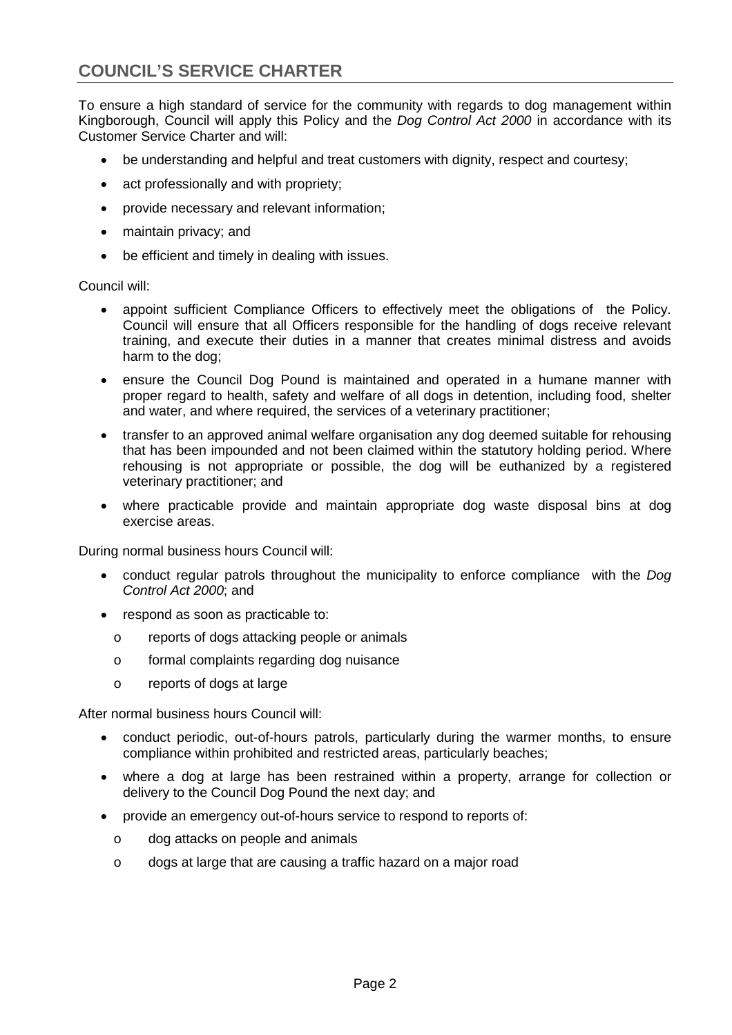## COUNCIL'S SERVICE CHARTER

To ensure a high standard of service for the community with regards to dog management within Kingborough, Council will apply this Policy and the *Dog Control Act 2000* in accordance with its Customer Service Charter and will:

- be understanding and helpful and treat customers with dignity, respect and courtesy;
- act professionally and with propriety;
- provide necessary and relevant information;
- maintain privacy; and
- be efficient and timely in dealing with issues.

Council will:

- appoint sufficient Compliance Officers to effectively meet the obligations of the Policy. Council will ensure that all Officers responsible for the handling of dogs receive relevant training, and execute their duties in a manner that creates minimal distress and avoids harm to the dog;
- ensure the Council Dog Pound is maintained and operated in a humane manner with proper regard to health, safety and welfare of all dogs in detention, including food, shelter and water, and where required, the services of a veterinary practitioner;
- transfer to an approved animal welfare organisation any dog deemed suitable for rehousing that has been impounded and not been claimed within the statutory holding period. Where rehousing is not appropriate or possible, the dog will be euthanized by a registered veterinary practitioner; and
- where practicable provide and maintain appropriate dog waste disposal bins at dog exercise areas.

During normal business hours Council will:

- conduct regular patrols throughout the municipality to enforce compliance with the *Dog Control Act 2000*; and
- respond as soon as practicable to:
  - reports of dogs attacking people or animals
  - formal complaints regarding dog nuisance
  - reports of dogs at large

After normal business hours Council will:

- conduct periodic, out-of-hours patrols, particularly during the warmer months, to ensure compliance within prohibited and restricted areas, particularly beaches;
- where a dog at large has been restrained within a property, arrange for collection or delivery to the Council Dog Pound the next day; and
- provide an emergency out-of-hours service to respond to reports of:
  - dog attacks on people and animals
  - dogs at large that are causing a traffic hazard on a major road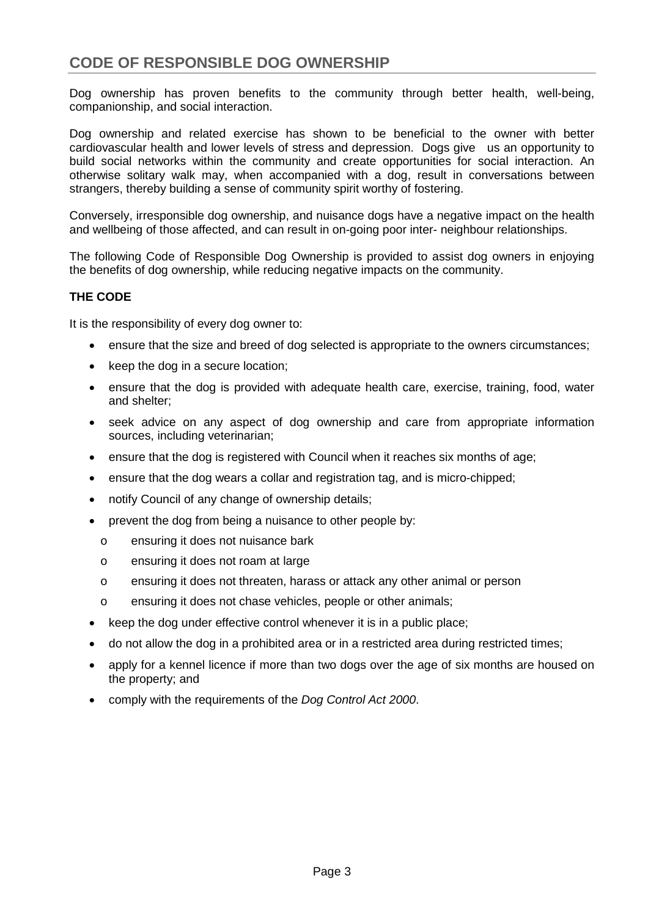## CODE OF RESPONSIBLE DOG OWNERSHIP

Dog ownership has proven benefits to the community through better health, well-being, companionship, and social interaction.

Dog ownership and related exercise has shown to be beneficial to the owner with better cardiovascular health and lower levels of stress and depression. Dogs give us an opportunity to build social networks within the community and create opportunities for social interaction. An otherwise solitary walk may, when accompanied with a dog, result in conversations between strangers, thereby building a sense of community spirit worthy of fostering.

Conversely, irresponsible dog ownership, and nuisance dogs have a negative impact on the health and wellbeing of those affected, and can result in on-going poor inter- neighbour relationships.

The following Code of Responsible Dog Ownership is provided to assist dog owners in enjoying the benefits of dog ownership, while reducing negative impacts on the community.

**THE CODE**

It is the responsibility of every dog owner to:

- ensure that the size and breed of dog selected is appropriate to the owners circumstances;
- keep the dog in a secure location;
- ensure that the dog is provided with adequate health care, exercise, training, food, water and shelter;
- seek advice on any aspect of dog ownership and care from appropriate information sources, including veterinarian;
- ensure that the dog is registered with Council when it reaches six months of age;
- ensure that the dog wears a collar and registration tag, and is micro-chipped;
- notify Council of any change of ownership details;
- prevent the dog from being a nuisance to other people by:
  - ensuring it does not nuisance bark
  - ensuring it does not roam at large
  - ensuring it does not threaten, harass or attack any other animal or person
  - ensuring it does not chase vehicles, people or other animals;
- keep the dog under effective control whenever it is in a public place;
- do not allow the dog in a prohibited area or in a restricted area during restricted times;
- apply for a kennel licence if more than two dogs over the age of six months are housed on the property; and
- comply with the requirements of the *Dog Control Act 2000*.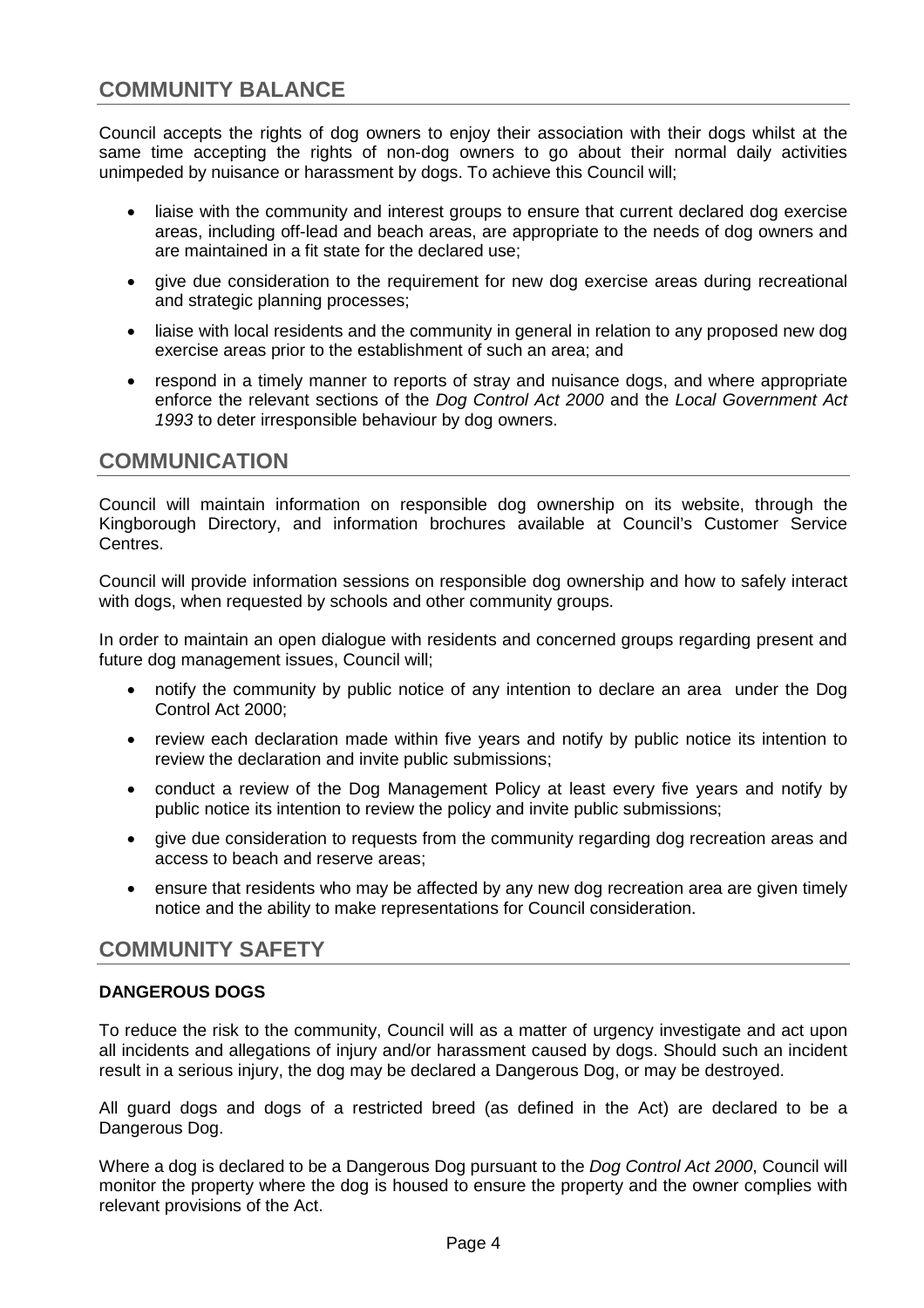## COMMUNITY BALANCE

Council accepts the rights of dog owners to enjoy their association with their dogs whilst at the same time accepting the rights of non-dog owners to go about their normal daily activities unimpeded by nuisance or harassment by dogs. To achieve this Council will;

- liaise with the community and interest groups to ensure that current declared dog exercise areas, including off-lead and beach areas, are appropriate to the needs of dog owners and are maintained in a fit state for the declared use;
- give due consideration to the requirement for new dog exercise areas during recreational and strategic planning processes;
- liaise with local residents and the community in general in relation to any proposed new dog exercise areas prior to the establishment of such an area; and
- respond in a timely manner to reports of stray and nuisance dogs, and where appropriate enforce the relevant sections of the *Dog Control Act 2000* and the *Local Government Act 1993* to deter irresponsible behaviour by dog owners.

## COMMUNICATION

Council will maintain information on responsible dog ownership on its website, through the Kingborough Directory, and information brochures available at Council's Customer Service Centres.

Council will provide information sessions on responsible dog ownership and how to safely interact with dogs, when requested by schools and other community groups.

In order to maintain an open dialogue with residents and concerned groups regarding present and future dog management issues, Council will;

- notify the community by public notice of any intention to declare an area under the Dog Control Act 2000;
- review each declaration made within five years and notify by public notice its intention to review the declaration and invite public submissions;
- conduct a review of the Dog Management Policy at least every five years and notify by public notice its intention to review the policy and invite public submissions;
- give due consideration to requests from the community regarding dog recreation areas and access to beach and reserve areas;
- ensure that residents who may be affected by any new dog recreation area are given timely notice and the ability to make representations for Council consideration.

## COMMUNITY SAFETY

### DANGEROUS DOGS

To reduce the risk to the community, Council will as a matter of urgency investigate and act upon all incidents and allegations of injury and/or harassment caused by dogs. Should such an incident result in a serious injury, the dog may be declared a Dangerous Dog, or may be destroyed.

All guard dogs and dogs of a restricted breed (as defined in the Act) are declared to be a Dangerous Dog.

Where a dog is declared to be a Dangerous Dog pursuant to the *Dog Control Act 2000*, Council will monitor the property where the dog is housed to ensure the property and the owner complies with relevant provisions of the Act.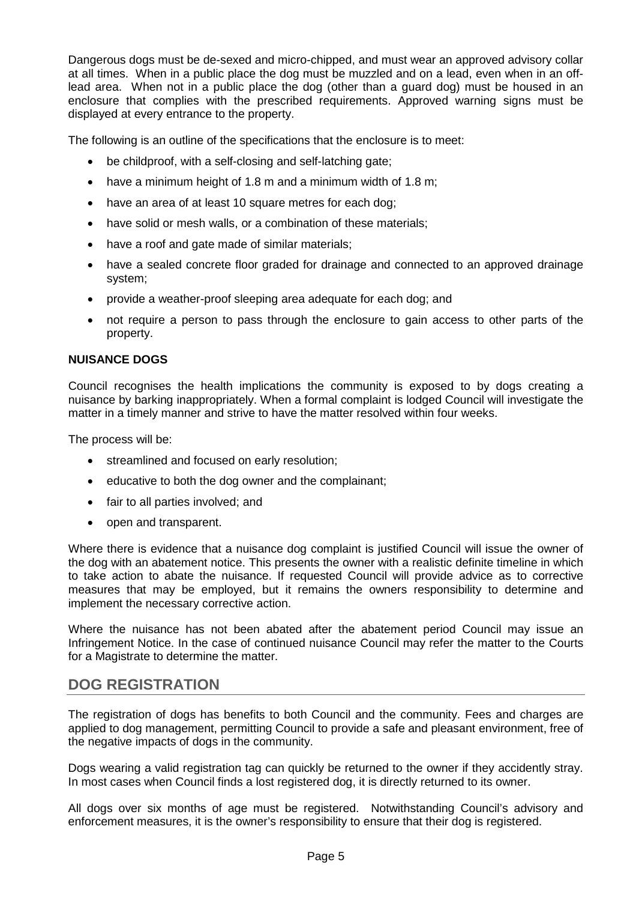Dangerous dogs must be de-sexed and micro-chipped, and must wear an approved advisory collar at all times. When in a public place the dog must be muzzled and on a lead, even when in an off-lead area. When not in a public place the dog (other than a guard dog) must be housed in an enclosure that complies with the prescribed requirements. Approved warning signs must be displayed at every entrance to the property.

The following is an outline of the specifications that the enclosure is to meet:

- be childproof, with a self-closing and self-latching gate;
- have a minimum height of 1.8 m and a minimum width of 1.8 m;
- have an area of at least 10 square metres for each dog;
- have solid or mesh walls, or a combination of these materials;
- have a roof and gate made of similar materials;
- have a sealed concrete floor graded for drainage and connected to an approved drainage system;
- provide a weather-proof sleeping area adequate for each dog; and
- not require a person to pass through the enclosure to gain access to other parts of the property.

### NUISANCE DOGS

Council recognises the health implications the community is exposed to by dogs creating a nuisance by barking inappropriately. When a formal complaint is lodged Council will investigate the matter in a timely manner and strive to have the matter resolved within four weeks.

The process will be:

- streamlined and focused on early resolution;
- educative to both the dog owner and the complainant;
- fair to all parties involved; and
- open and transparent.

Where there is evidence that a nuisance dog complaint is justified Council will issue the owner of the dog with an abatement notice. This presents the owner with a realistic definite timeline in which to take action to abate the nuisance. If requested Council will provide advice as to corrective measures that may be employed, but it remains the owners responsibility to determine and implement the necessary corrective action.

Where the nuisance has not been abated after the abatement period Council may issue an Infringement Notice. In the case of continued nuisance Council may refer the matter to the Courts for a Magistrate to determine the matter.

## DOG REGISTRATION

The registration of dogs has benefits to both Council and the community. Fees and charges are applied to dog management, permitting Council to provide a safe and pleasant environment, free of the negative impacts of dogs in the community.

Dogs wearing a valid registration tag can quickly be returned to the owner if they accidently stray. In most cases when Council finds a lost registered dog, it is directly returned to its owner.

All dogs over six months of age must be registered. Notwithstanding Council's advisory and enforcement measures, it is the owner's responsibility to ensure that their dog is registered.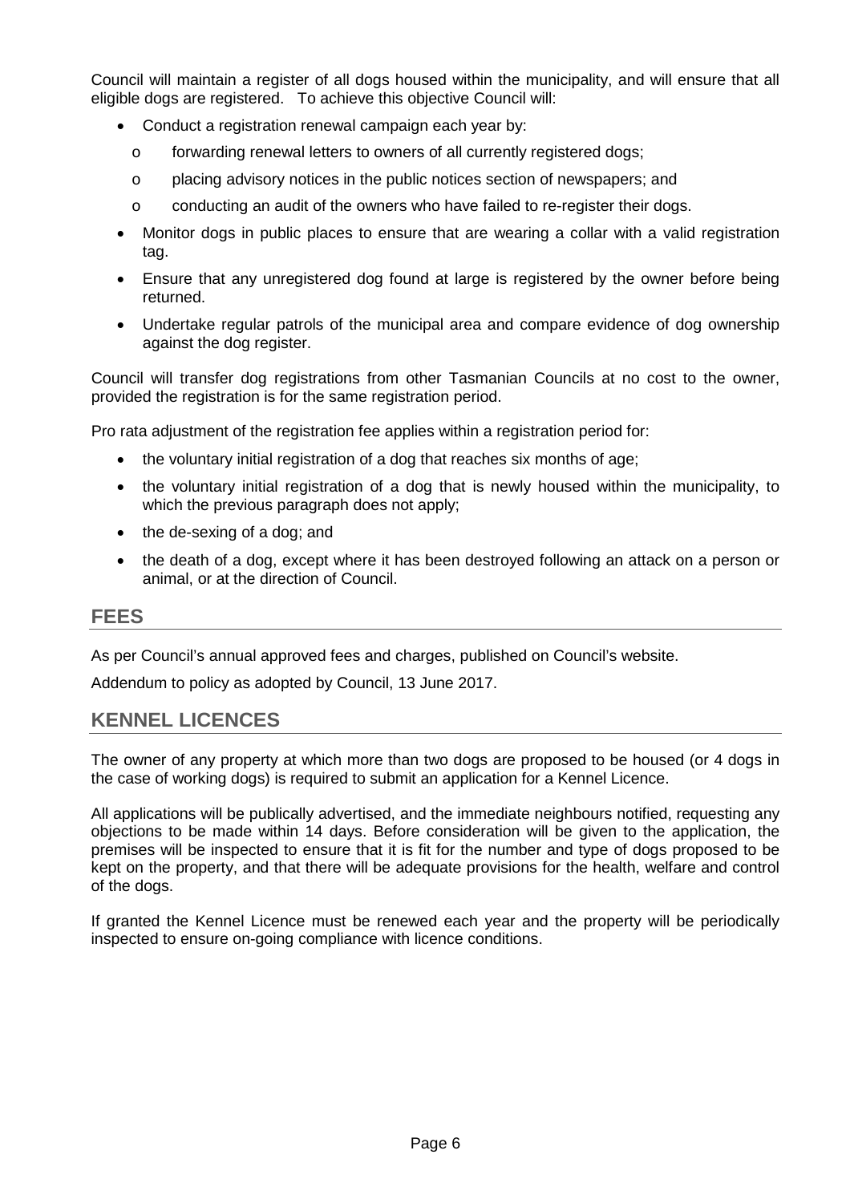Council will maintain a register of all dogs housed within the municipality, and will ensure that all eligible dogs are registered. To achieve this objective Council will:

- Conduct a registration renewal campaign each year by:
  - forwarding renewal letters to owners of all currently registered dogs;
  - placing advisory notices in the public notices section of newspapers; and
  - conducting an audit of the owners who have failed to re-register their dogs.
- Monitor dogs in public places to ensure that are wearing a collar with a valid registration tag.
- Ensure that any unregistered dog found at large is registered by the owner before being returned.
- Undertake regular patrols of the municipal area and compare evidence of dog ownership against the dog register.

Council will transfer dog registrations from other Tasmanian Councils at no cost to the owner, provided the registration is for the same registration period.

Pro rata adjustment of the registration fee applies within a registration period for:

- the voluntary initial registration of a dog that reaches six months of age;
- the voluntary initial registration of a dog that is newly housed within the municipality, to which the previous paragraph does not apply;
- the de-sexing of a dog; and
- the death of a dog, except where it has been destroyed following an attack on a person or animal, or at the direction of Council.

## FEES

As per Council's annual approved fees and charges, published on Council's website.

Addendum to policy as adopted by Council, 13 June 2017.

## KENNEL LICENCES

The owner of any property at which more than two dogs are proposed to be housed (or 4 dogs in the case of working dogs) is required to submit an application for a Kennel Licence.

All applications will be publically advertised, and the immediate neighbours notified, requesting any objections to be made within 14 days. Before consideration will be given to the application, the premises will be inspected to ensure that it is fit for the number and type of dogs proposed to be kept on the property, and that there will be adequate provisions for the health, welfare and control of the dogs.

If granted the Kennel Licence must be renewed each year and the property will be periodically inspected to ensure on-going compliance with licence conditions.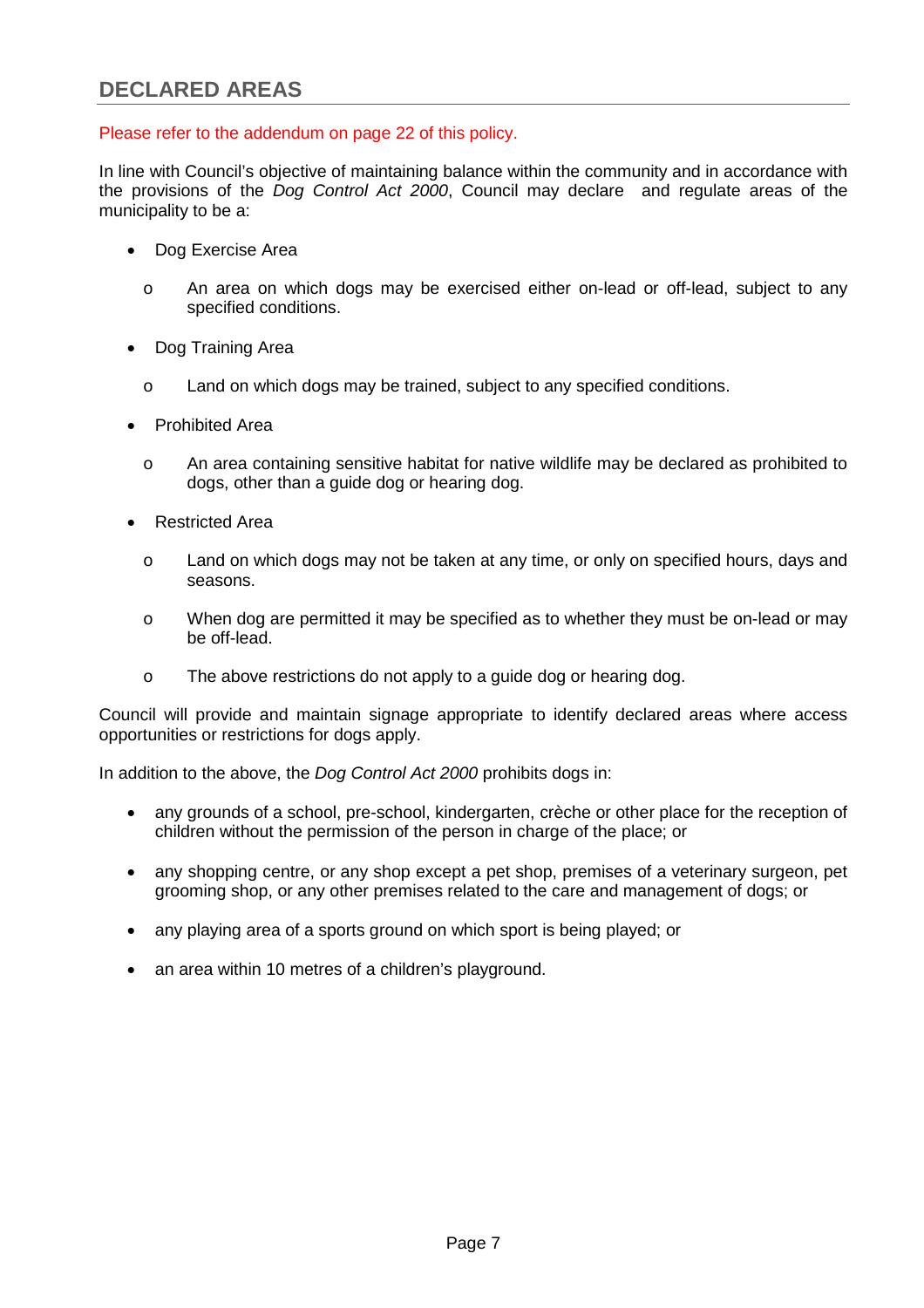## DECLARED AREAS

Please refer to the addendum on page 22 of this policy.

In line with Council's objective of maintaining balance within the community and in accordance with the provisions of the *Dog Control Act 2000*, Council may declare and regulate areas of the municipality to be a:

- Dog Exercise Area
  - An area on which dogs may be exercised either on-lead or off-lead, subject to any specified conditions.
- Dog Training Area
  - Land on which dogs may be trained, subject to any specified conditions.
- Prohibited Area
  - An area containing sensitive habitat for native wildlife may be declared as prohibited to dogs, other than a guide dog or hearing dog.
- Restricted Area
  - Land on which dogs may not be taken at any time, or only on specified hours, days and seasons.
  - When dog are permitted it may be specified as to whether they must be on-lead or may be off-lead.
  - The above restrictions do not apply to a guide dog or hearing dog.

Council will provide and maintain signage appropriate to identify declared areas where access opportunities or restrictions for dogs apply.

In addition to the above, the *Dog Control Act 2000* prohibits dogs in:

- any grounds of a school, pre-school, kindergarten, crèche or other place for the reception of children without the permission of the person in charge of the place; or
- any shopping centre, or any shop except a pet shop, premises of a veterinary surgeon, pet grooming shop, or any other premises related to the care and management of dogs; or
- any playing area of a sports ground on which sport is being played; or
- an area within 10 metres of a children's playground.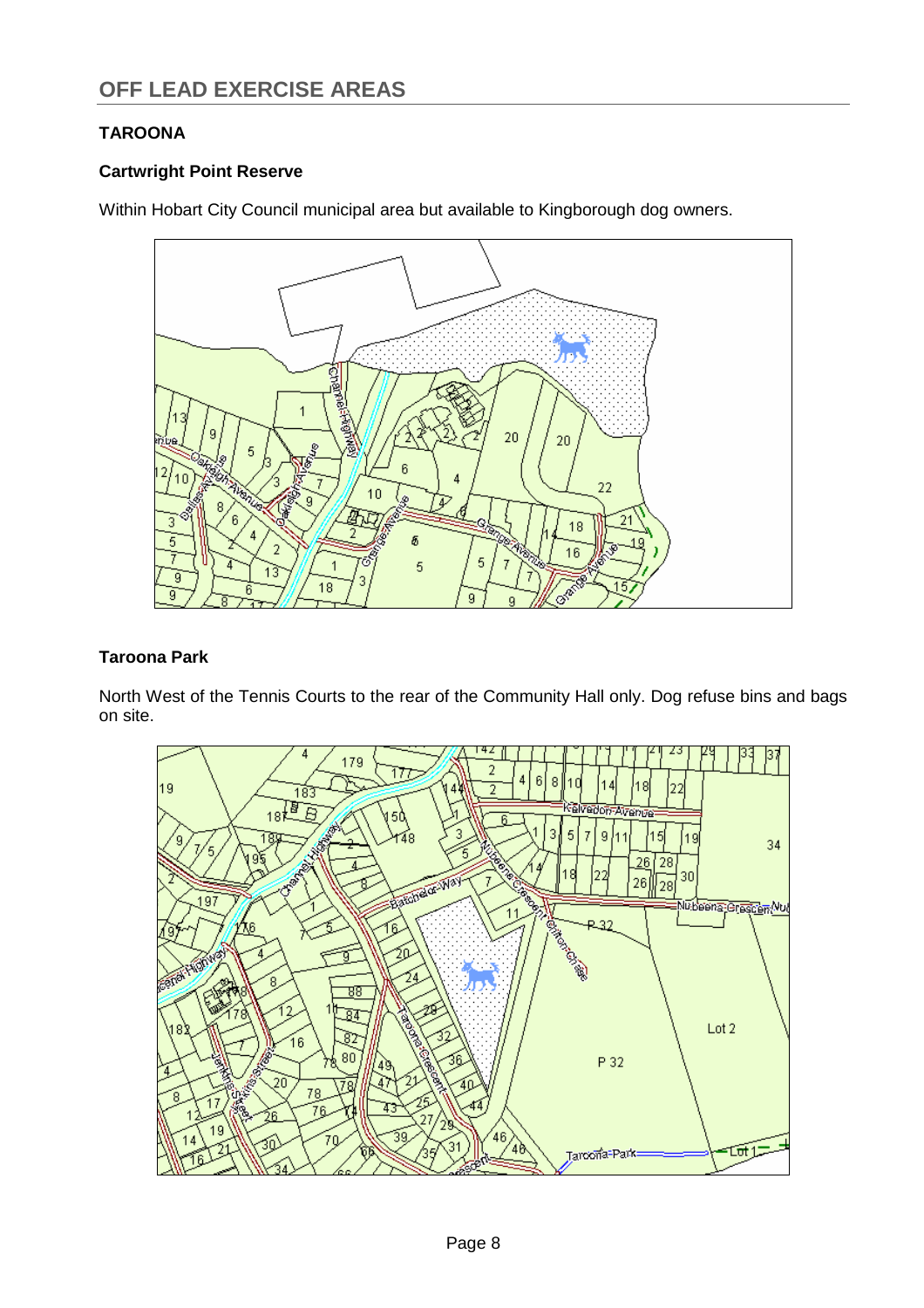# OFF LEAD EXERCISE AREAS

## TAROONA

### Cartwright Point Reserve

Within Hobart City Council municipal area but available to Kingborough dog owners.

### Taroona Park

North West of the Tennis Courts to the rear of the Community Hall only. Dog refuse bins and bags on site.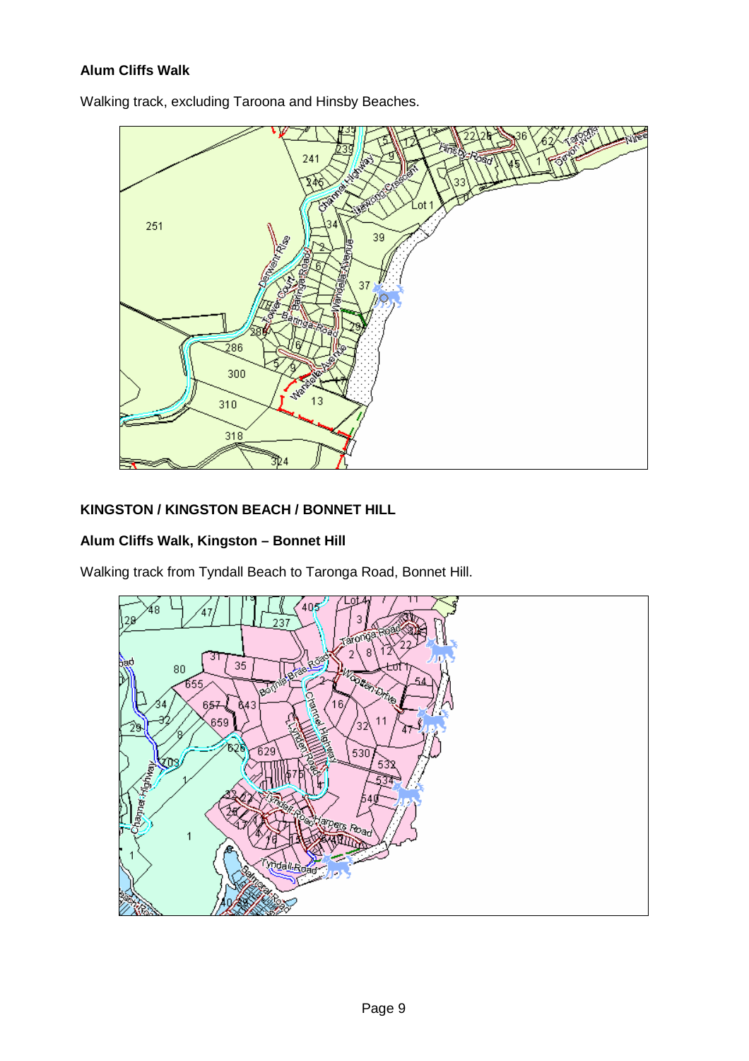**Alum Cliffs Walk**

Walking track, excluding Taroona and Hinsby Beaches.

**KINGSTON / KINGSTON BEACH / BONNET HILL**

**Alum Cliffs Walk, Kingston – Bonnet Hill**

Walking track from Tyndall Beach to Taronga Road, Bonnet Hill.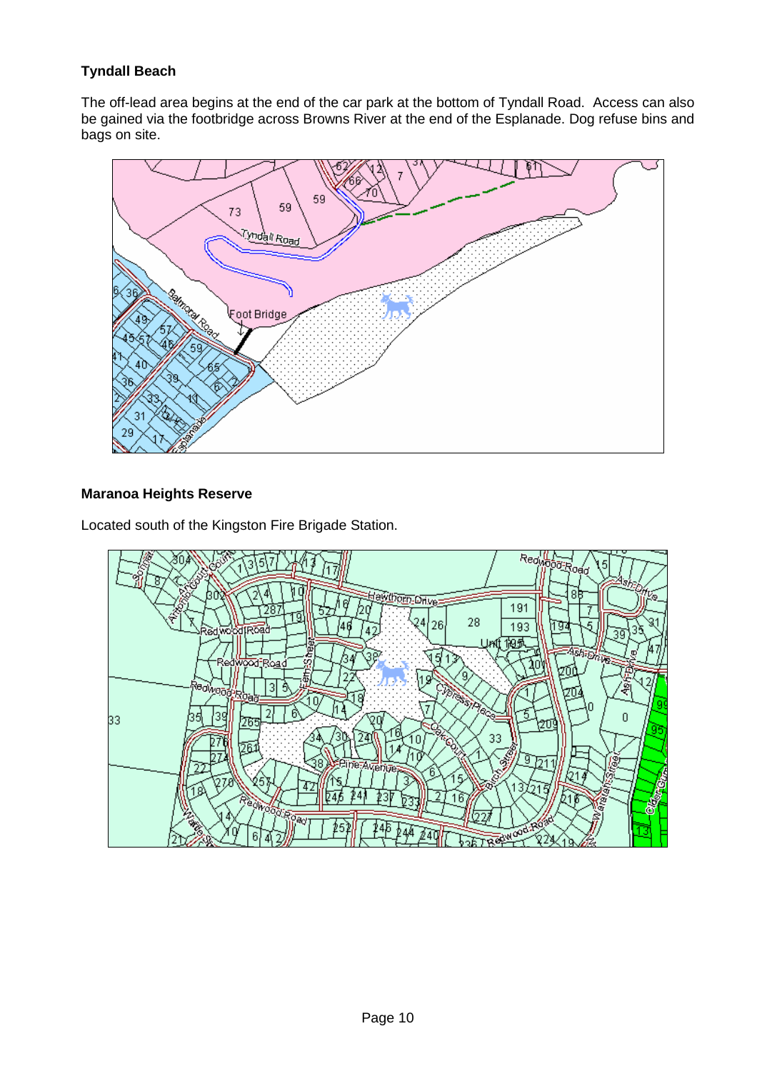**Tyndall Beach**

The off-lead area begins at the end of the car park at the bottom of Tyndall Road. Access can also be gained via the footbridge across Browns River at the end of the Esplanade. Dog refuse bins and bags on site.

**Maranoa Heights Reserve**

Located south of the Kingston Fire Brigade Station.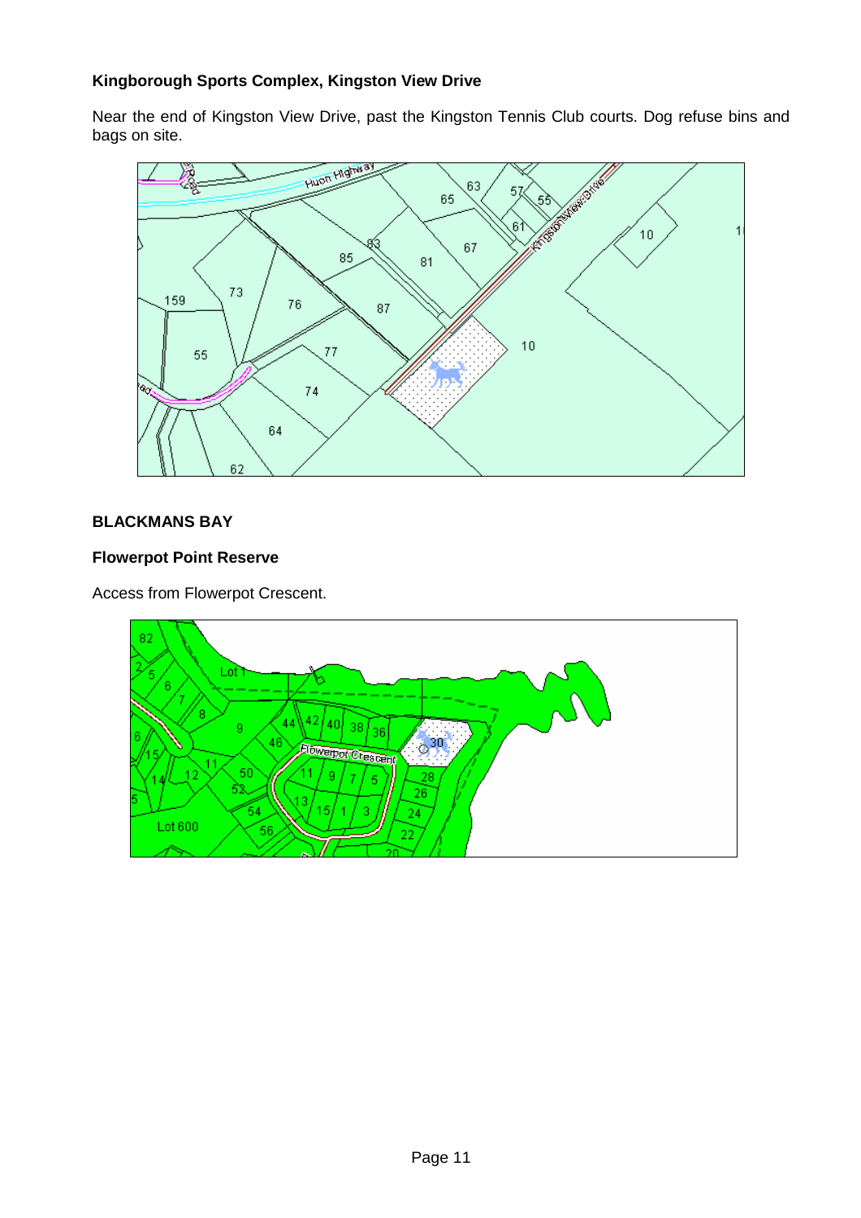**Kingborough Sports Complex, Kingston View Drive**

Near the end of Kingston View Drive, past the Kingston Tennis Club courts. Dog refuse bins and bags on site.

## BLACKMANS BAY

**Flowerpot Point Reserve**

Access from Flowerpot Crescent.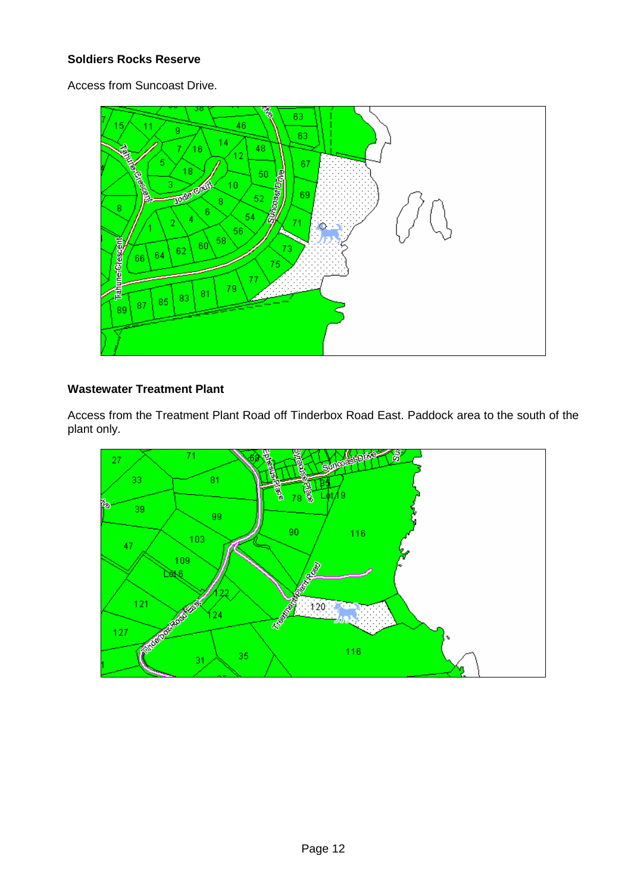**Soldiers Rocks Reserve**

Access from Suncoast Drive.

**Wastewater Treatment Plant**

Access from the Treatment Plant Road off Tinderbox Road East. Paddock area to the south of the plant only.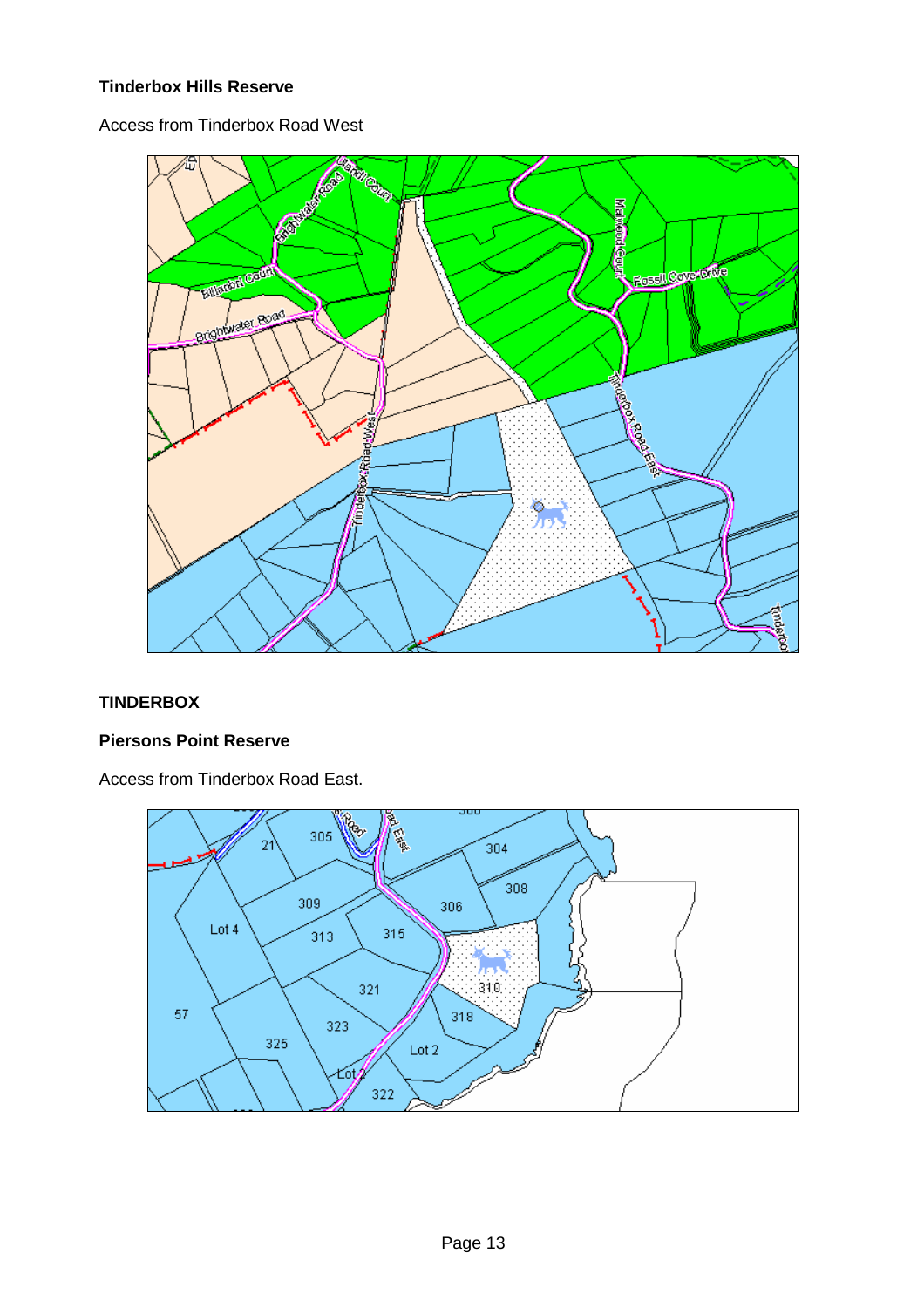**Tinderbox Hills Reserve**

Access from Tinderbox Road West

## TINDERBOX

**Piersons Point Reserve**

Access from Tinderbox Road East.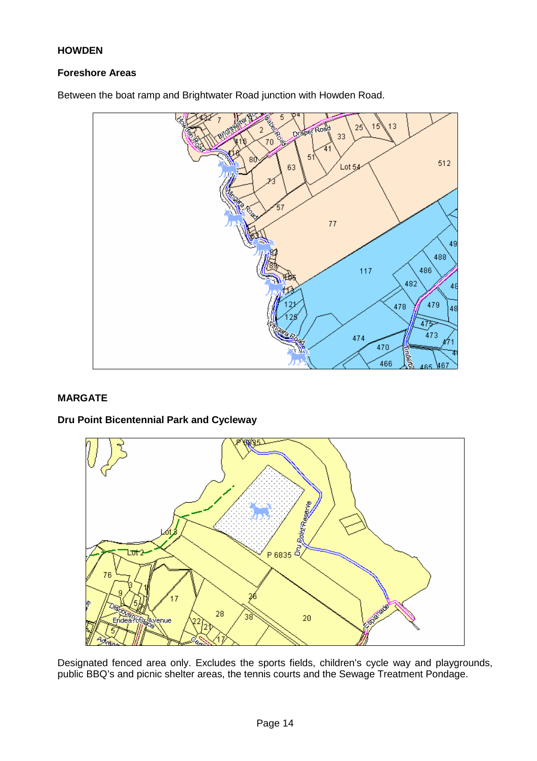**HOWDEN**

**Foreshore Areas**

Between the boat ramp and Brightwater Road junction with Howden Road.

**MARGATE**

**Dru Point Bicentennial Park and Cycleway**

Designated fenced area only. Excludes the sports fields, children's cycle way and playgrounds, public BBQ's and picnic shelter areas, the tennis courts and the Sewage Treatment Pondage.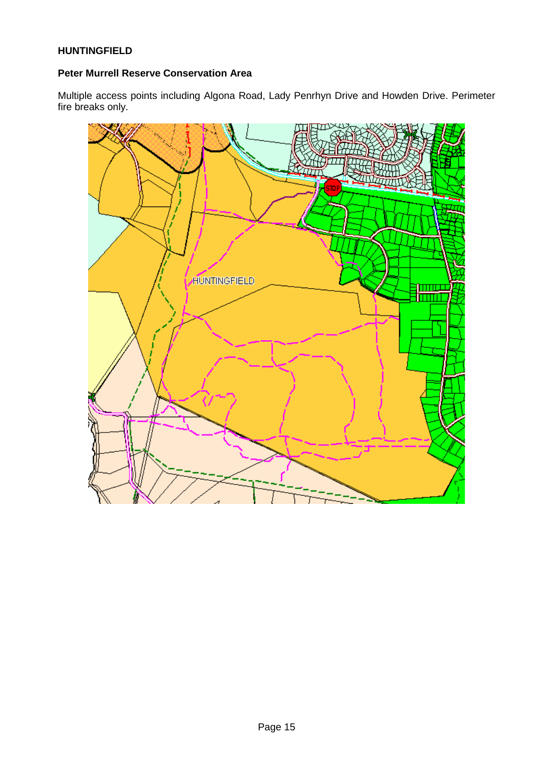**HUNTINGFIELD**

**Peter Murrell Reserve Conservation Area**

Multiple access points including Algona Road, Lady Penrhyn Drive and Howden Drive. Perimeter fire breaks only.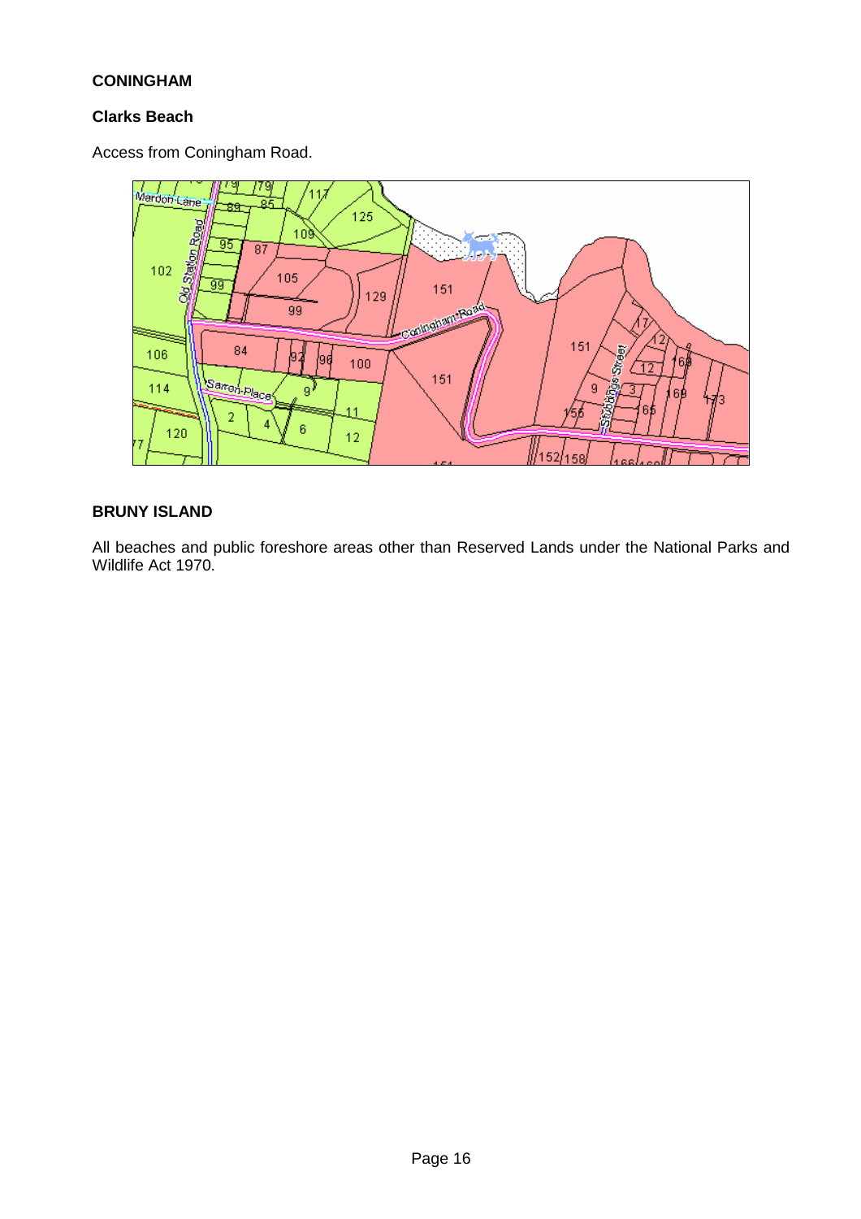**CONINGHAM**

**Clarks Beach**

Access from Coningham Road.

**BRUNY ISLAND**

All beaches and public foreshore areas other than Reserved Lands under the National Parks and Wildlife Act 1970.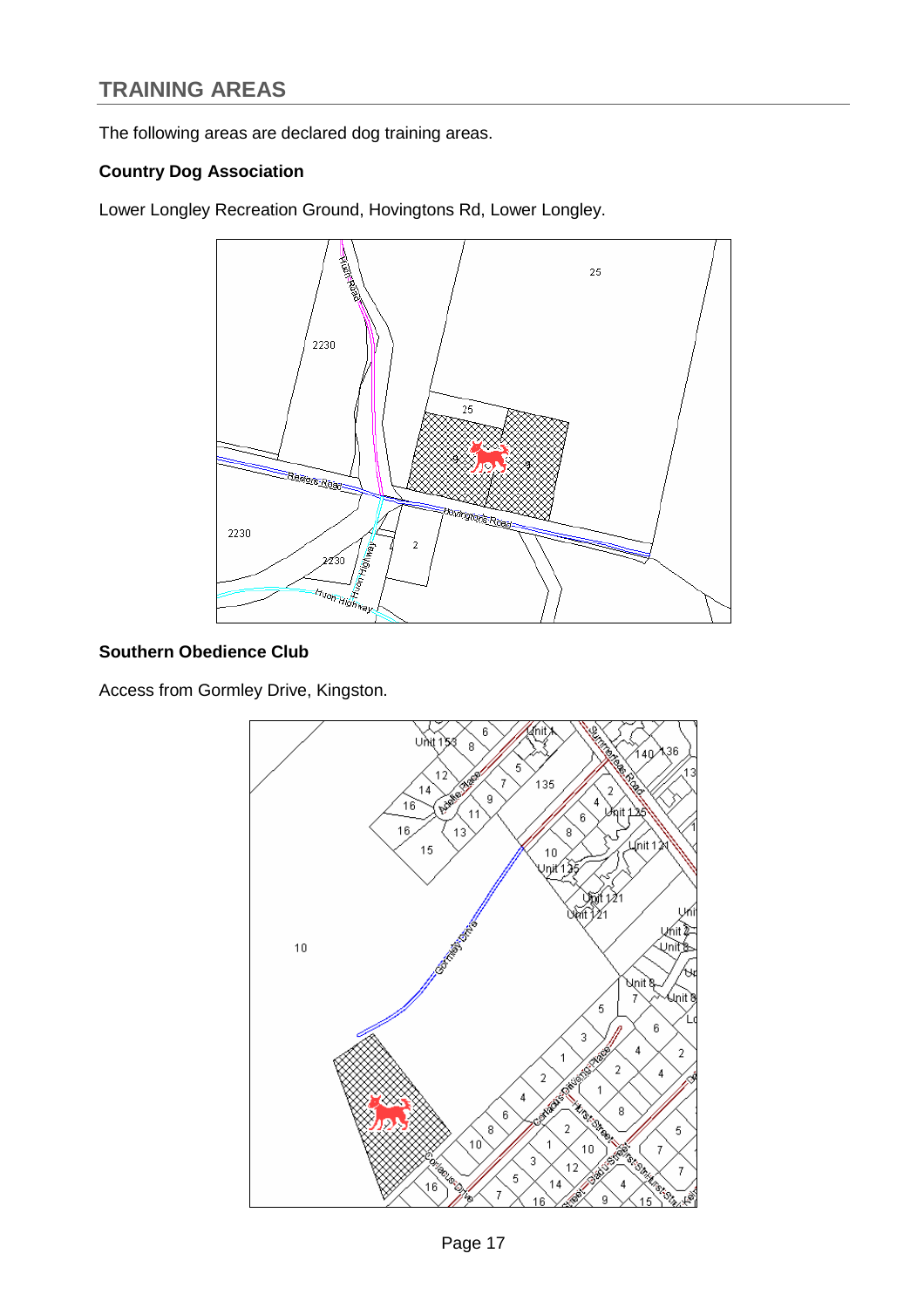## TRAINING AREAS

The following areas are declared dog training areas.

**Country Dog Association**

Lower Longley Recreation Ground, Hovingtons Rd, Lower Longley.

**Southern Obedience Club**

Access from Gormley Drive, Kingston.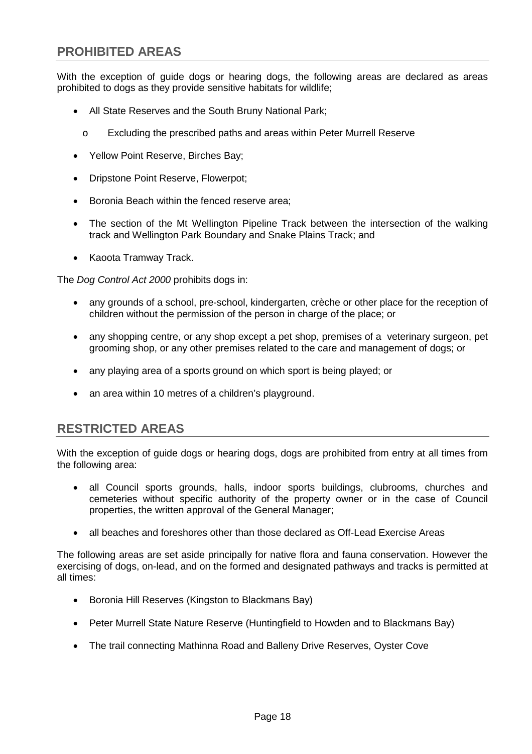## PROHIBITED AREAS

With the exception of guide dogs or hearing dogs, the following areas are declared as areas prohibited to dogs as they provide sensitive habitats for wildlife;

- All State Reserves and the South Bruny National Park;
  - Excluding the prescribed paths and areas within Peter Murrell Reserve
- Yellow Point Reserve, Birches Bay;
- Dripstone Point Reserve, Flowerpot;
- Boronia Beach within the fenced reserve area;
- The section of the Mt Wellington Pipeline Track between the intersection of the walking track and Wellington Park Boundary and Snake Plains Track; and
- Kaoota Tramway Track.

The *Dog Control Act 2000* prohibits dogs in:

- any grounds of a school, pre-school, kindergarten, crèche or other place for the reception of children without the permission of the person in charge of the place; or
- any shopping centre, or any shop except a pet shop, premises of a veterinary surgeon, pet grooming shop, or any other premises related to the care and management of dogs; or
- any playing area of a sports ground on which sport is being played; or
- an area within 10 metres of a children's playground.

## RESTRICTED AREAS

With the exception of guide dogs or hearing dogs, dogs are prohibited from entry at all times from the following area:

- all Council sports grounds, halls, indoor sports buildings, clubrooms, churches and cemeteries without specific authority of the property owner or in the case of Council properties, the written approval of the General Manager;
- all beaches and foreshores other than those declared as Off-Lead Exercise Areas

The following areas are set aside principally for native flora and fauna conservation. However the exercising of dogs, on-lead, and on the formed and designated pathways and tracks is permitted at all times:

- Boronia Hill Reserves (Kingston to Blackmans Bay)
- Peter Murrell State Nature Reserve (Huntingfield to Howden and to Blackmans Bay)
- The trail connecting Mathinna Road and Balleny Drive Reserves, Oyster Cove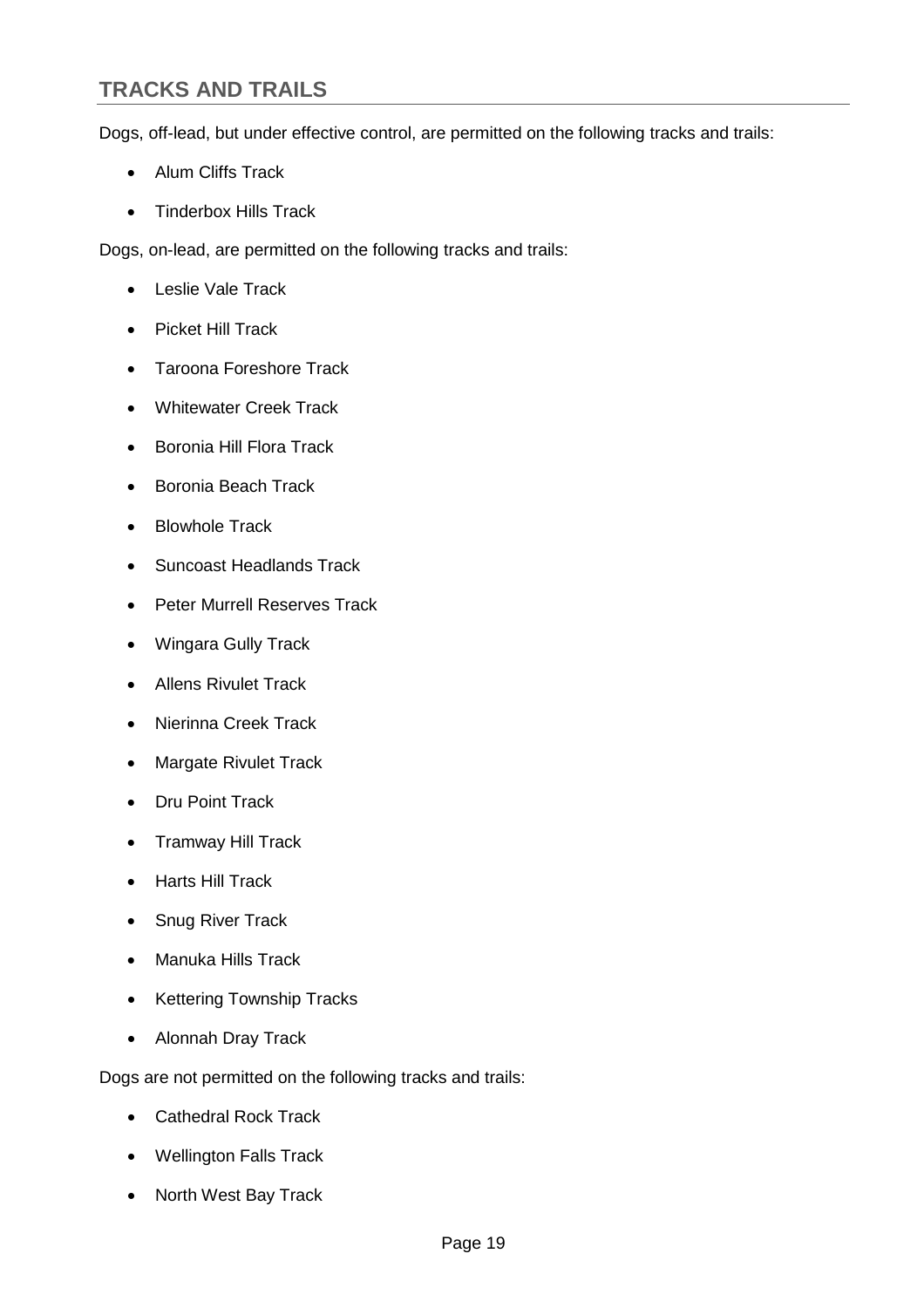## TRACKS AND TRAILS

Dogs, off-lead, but under effective control, are permitted on the following tracks and trails:

- Alum Cliffs Track
- Tinderbox Hills Track

Dogs, on-lead, are permitted on the following tracks and trails:

- Leslie Vale Track
- Picket Hill Track
- Taroona Foreshore Track
- Whitewater Creek Track
- Boronia Hill Flora Track
- Boronia Beach Track
- Blowhole Track
- Suncoast Headlands Track
- Peter Murrell Reserves Track
- Wingara Gully Track
- Allens Rivulet Track
- Nierinna Creek Track
- Margate Rivulet Track
- Dru Point Track
- Tramway Hill Track
- Harts Hill Track
- Snug River Track
- Manuka Hills Track
- Kettering Township Tracks
- Alonnah Dray Track

Dogs are not permitted on the following tracks and trails:

- Cathedral Rock Track
- Wellington Falls Track
- North West Bay Track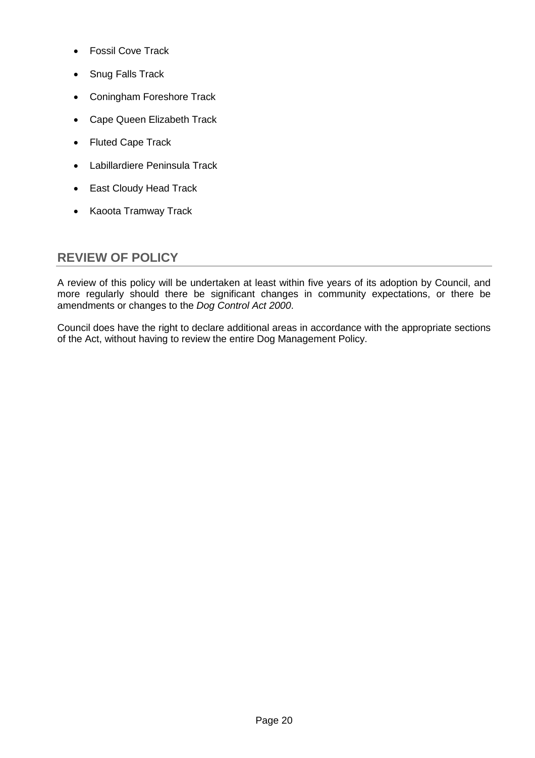- Fossil Cove Track
- Snug Falls Track
- Coningham Foreshore Track
- Cape Queen Elizabeth Track
- Fluted Cape Track
- Labillardiere Peninsula Track
- East Cloudy Head Track
- Kaoota Tramway Track

## REVIEW OF POLICY

A review of this policy will be undertaken at least within five years of its adoption by Council, and more regularly should there be significant changes in community expectations, or there be amendments or changes to the *Dog Control Act 2000*.

Council does have the right to declare additional areas in accordance with the appropriate sections of the Act, without having to review the entire Dog Management Policy.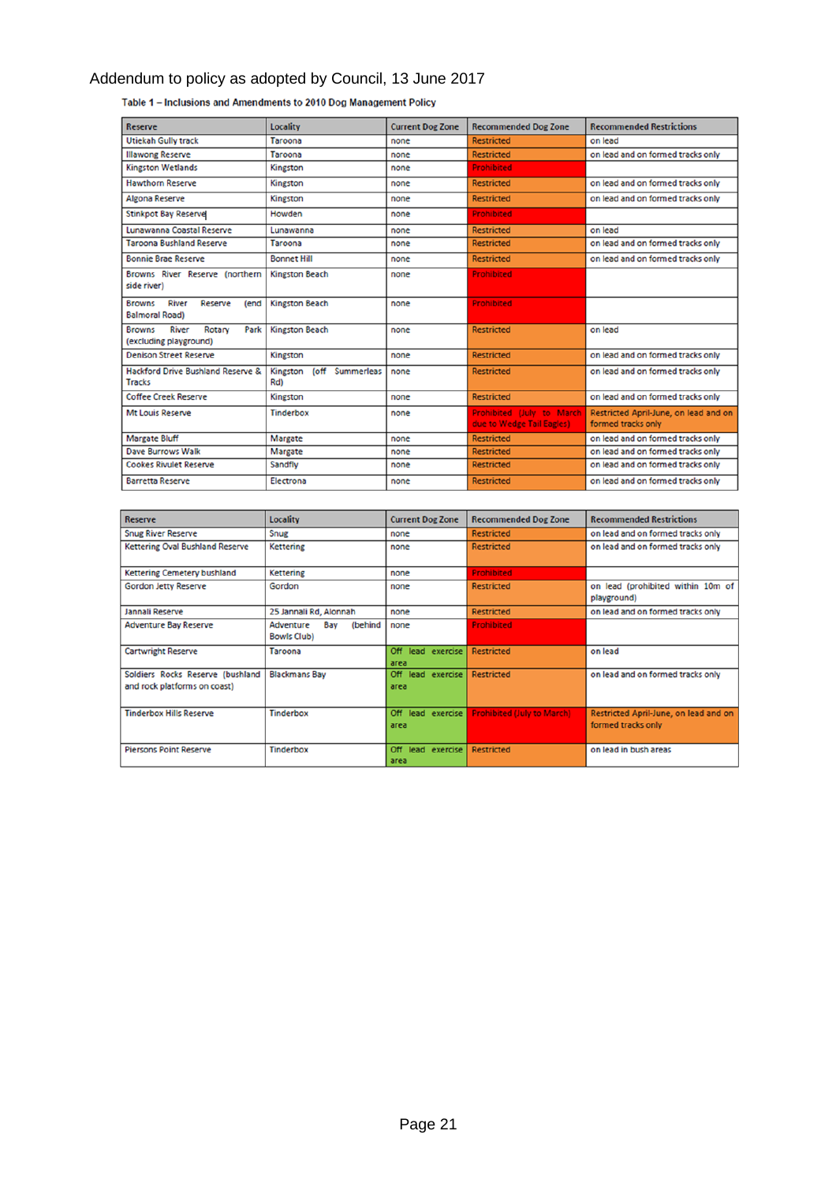Addendum to policy as adopted by Council, 13 June 2017

**Table 1 – Inclusions and Amendments to 2010 Dog Management Policy**

| Reserve | Locality | Current Dog Zone | Recommended Dog Zone | Recommended Restrictions |
|---|---|---|---|---|
| Utiekah Gully track | Taroona | none | Restricted | on lead |
| Illawong Reserve | Taroona | none | Restricted | on lead and on formed tracks only |
| Kingston Wetlands | Kingston | none | Prohibited | |
| Hawthorn Reserve | Kingston | none | Restricted | on lead and on formed tracks only |
| Algona Reserve | Kingston | none | Restricted | on lead and on formed tracks only |
| Stinkpot Bay Reserve | Howden | none | Prohibited | |
| Lunawanna Coastal Reserve | Lunawanna | none | Restricted | on lead |
| Taroona Bushland Reserve | Taroona | none | Restricted | on lead and on formed tracks only |
| Bonnie Brae Reserve | Bonnet Hill | none | Restricted | on lead and on formed tracks only |
| Browns River Reserve (northern side river) | Kingston Beach | none | Prohibited | |
| Browns River Reserve (end Balmoral Road) | Kingston Beach | none | Prohibited | |
| Browns River Rotary Park (excluding playground) | Kingston Beach | none | Restricted | on lead |
| Denison Street Reserve | Kingston | none | Restricted | on lead and on formed tracks only |
| Hackford Drive Bushland Reserve & Tracks | Kingston (off Summerleas Rd) | none | Restricted | on lead and on formed tracks only |
| Coffee Creek Reserve | Kingston | none | Restricted | on lead and on formed tracks only |
| Mt Louis Reserve | Tinderbox | none | Prohibited (July to March due to Wedge Tail Eagles) | Restricted April-June, on lead and on formed tracks only |
| Margate Bluff | Margate | none | Restricted | on lead and on formed tracks only |
| Dave Burrows Walk | Margate | none | Restricted | on lead and on formed tracks only |
| Cookes Rivulet Reserve | Sandfly | none | Restricted | on lead and on formed tracks only |
| Barretta Reserve | Electrona | none | Restricted | on lead and on formed tracks only |
| Snug River Reserve | Snug | none | Restricted | on lead and on formed tracks only |
| Kettering Oval Bushland Reserve | Kettering | none | Restricted | on lead and on formed tracks only |
| Kettering Cemetery bushland | Kettering | none | Prohibited | |
| Gordon Jetty Reserve | Gordon | none | Restricted | on lead (prohibited within 10m of playground) |
| Jannali Reserve | 25 Jannali Rd, Alonnah | none | Restricted | on lead and on formed tracks only |
| Adventure Bay Reserve | Adventure Bay (behind Bowls Club) | none | Prohibited | |
| Cartwright Reserve | Taroona | Off lead exercise area | Restricted | on lead |
| Soldiers Rocks Reserve (bushland and rock platforms on coast) | Blackmans Bay | Off lead exercise area | Restricted | on lead and on formed tracks only |
| Tinderbox Hills Reserve | Tinderbox | Off lead exercise area | Prohibited (July to March) | Restricted April-June, on lead and on formed tracks only |
| Piersons Point Reserve | Tinderbox | Off lead exercise area | Restricted | on lead in bush areas |